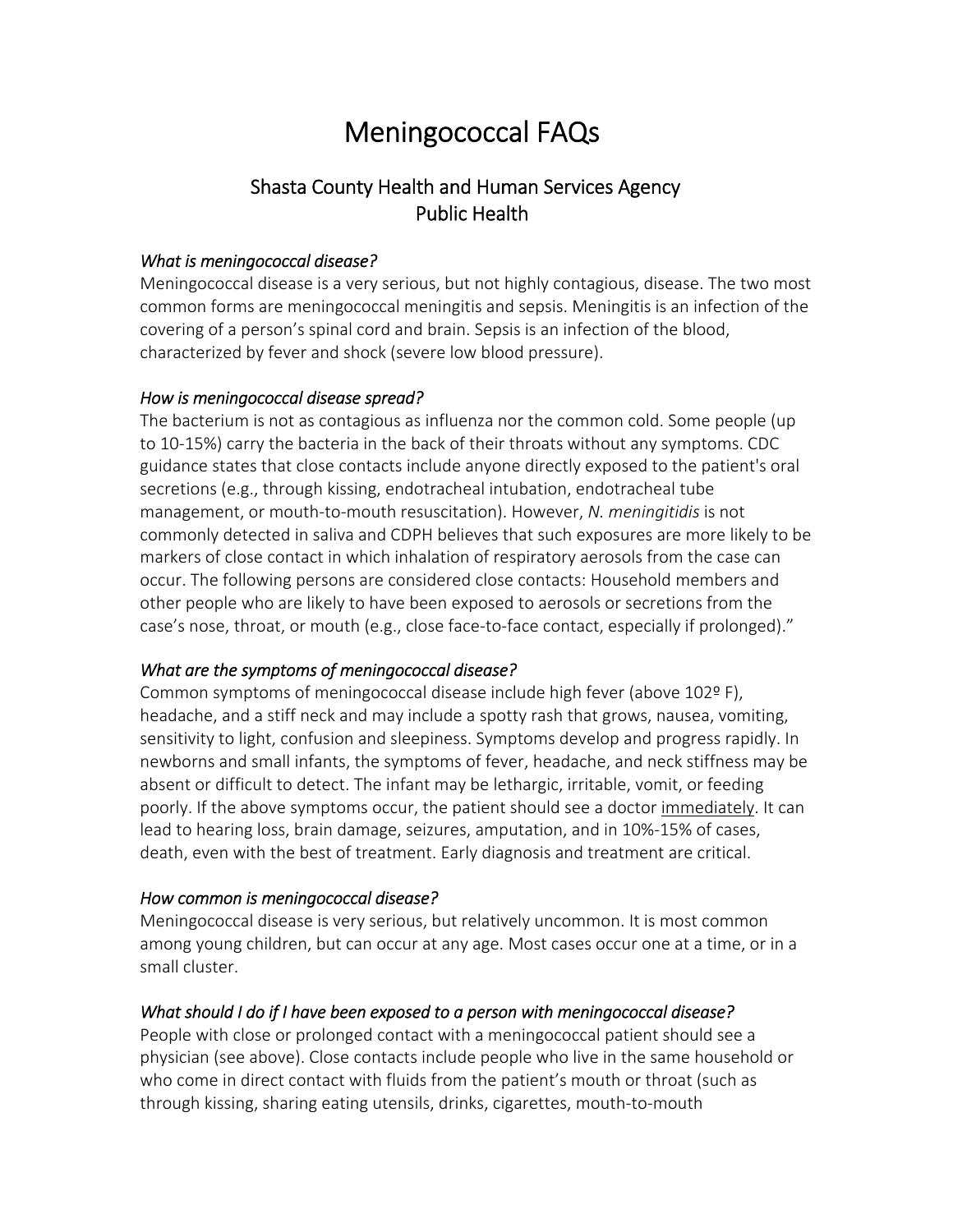# Meningococcal FAQs

## Shasta County Health and Human Services Agency
## Public Health

*What is meningococcal disease?*

Meningococcal disease is a very serious, but not highly contagious, disease. The two most common forms are meningococcal meningitis and sepsis. Meningitis is an infection of the covering of a person's spinal cord and brain. Sepsis is an infection of the blood, characterized by fever and shock (severe low blood pressure).

*How is meningococcal disease spread?*

The bacterium is not as contagious as influenza nor the common cold. Some people (up to 10-15%) carry the bacteria in the back of their throats without any symptoms. CDC guidance states that close contacts include anyone directly exposed to the patient's oral secretions (e.g., through kissing, endotracheal intubation, endotracheal tube management, or mouth-to-mouth resuscitation). However, *N. meningitidis* is not commonly detected in saliva and CDPH believes that such exposures are more likely to be markers of close contact in which inhalation of respiratory aerosols from the case can occur. The following persons are considered close contacts: Household members and other people who are likely to have been exposed to aerosols or secretions from the case's nose, throat, or mouth (e.g., close face-to-face contact, especially if prolonged)."

*What are the symptoms of meningococcal disease?*

Common symptoms of meningococcal disease include high fever (above 102º F), headache, and a stiff neck and may include a spotty rash that grows, nausea, vomiting, sensitivity to light, confusion and sleepiness. Symptoms develop and progress rapidly. In newborns and small infants, the symptoms of fever, headache, and neck stiffness may be absent or difficult to detect. The infant may be lethargic, irritable, vomit, or feeding poorly. If the above symptoms occur, the patient should see a doctor <u>immediately</u>. It can lead to hearing loss, brain damage, seizures, amputation, and in 10%-15% of cases, death, even with the best of treatment. Early diagnosis and treatment are critical.

*How common is meningococcal disease?*

Meningococcal disease is very serious, but relatively uncommon. It is most common among young children, but can occur at any age. Most cases occur one at a time, or in a small cluster.

*What should I do if I have been exposed to a person with meningococcal disease?*

People with close or prolonged contact with a meningococcal patient should see a physician (see above). Close contacts include people who live in the same household or who come in direct contact with fluids from the patient's mouth or throat (such as through kissing, sharing eating utensils, drinks, cigarettes, mouth-to-mouth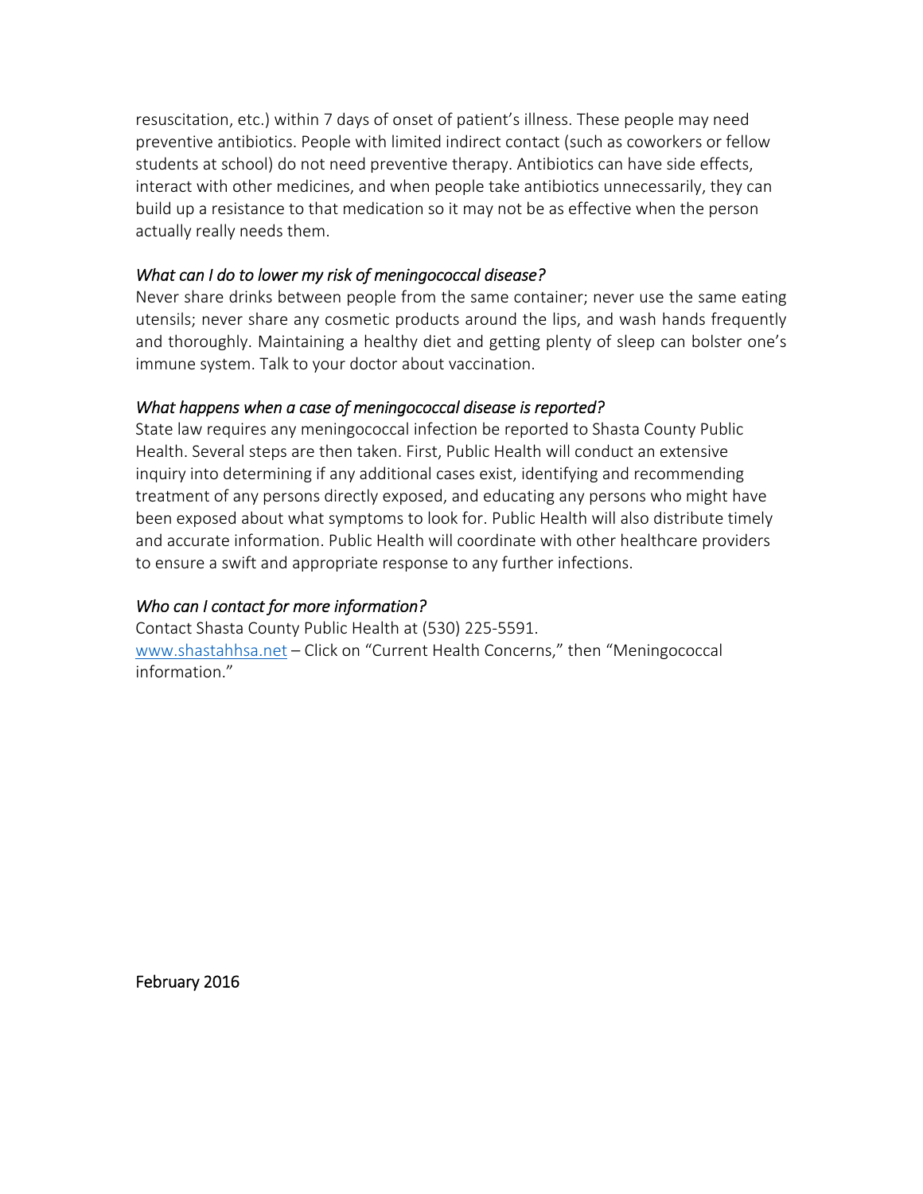resuscitation, etc.) within 7 days of onset of patient's illness. These people may need preventive antibiotics. People with limited indirect contact (such as coworkers or fellow students at school) do not need preventive therapy. Antibiotics can have side effects, interact with other medicines, and when people take antibiotics unnecessarily, they can build up a resistance to that medication so it may not be as effective when the person actually really needs them.

*What can I do to lower my risk of meningococcal disease?*

Never share drinks between people from the same container; never use the same eating utensils; never share any cosmetic products around the lips, and wash hands frequently and thoroughly. Maintaining a healthy diet and getting plenty of sleep can bolster one's immune system. Talk to your doctor about vaccination.

*What happens when a case of meningococcal disease is reported?*

State law requires any meningococcal infection be reported to Shasta County Public Health. Several steps are then taken. First, Public Health will conduct an extensive inquiry into determining if any additional cases exist, identifying and recommending treatment of any persons directly exposed, and educating any persons who might have been exposed about what symptoms to look for. Public Health will also distribute timely and accurate information. Public Health will coordinate with other healthcare providers to ensure a swift and appropriate response to any further infections.

*Who can I contact for more information?*

Contact Shasta County Public Health at (530) 225-5591.
[www.shastahhsa.net](http://www.shastahhsa.net) – Click on "Current Health Concerns," then "Meningococcal information."

February 2016